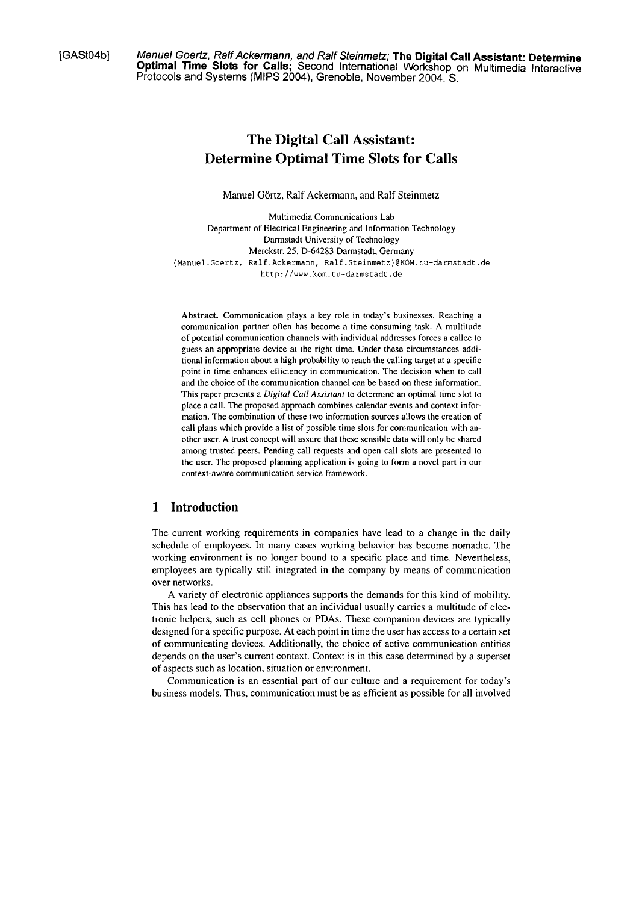[GASt04b] *Manuel Goertz, Ralf Ackermann, and Ralf Steinmetz;* **The Digital Call Assistant: Determine Optimal Time Slots for Calls;** Second International Workshop on Multimedia Interactive Protocols and Systems (MIPS 2004), Grenoble, November 2004. S.

# The Digital Call Assistant: Determine Optimal Time Slots for Calls

Manuel Görtz, Ralf Ackermann, and Ralf Steinmetz

Multimedia Communications Lab
Department of Electrical Engineering and Information Technology
Darmstadt University of Technology
Merckstr. 25, D-64283 Darmstadt, Germany
{Manuel.Goertz, Ralf.Ackermann, Ralf.Steinmetz}@KOM.tu-darmstadt.de
http://www.kom.tu-darmstadt.de

**Abstract.** Communication plays a key role in today's businesses. Reaching a communication partner often has become a time consuming task. A multitude of potential communication channels with individual addresses forces a callee to guess an appropriate device at the right time. Under these circumstances additional information about a high probability to reach the calling target at a specific point in time enhances efficiency in communication. The decision when to call and the choice of the communication channel can be based on these information. This paper presents a *Digital Call Assistant* to determine an optimal time slot to place a call. The proposed approach combines calendar events and context information. The combination of these two information sources allows the creation of call plans which provide a list of possible time slots for communication with another user. A trust concept will assure that these sensible data will only be shared among trusted peers. Pending call requests and open call slots are presented to the user. The proposed planning application is going to form a novel part in our context-aware communication service framework.

## 1 Introduction

The current working requirements in companies have lead to a change in the daily schedule of employees. In many cases working behavior has become nomadic. The working environment is no longer bound to a specific place and time. Nevertheless, employees are typically still integrated in the company by means of communication over networks.

A variety of electronic appliances supports the demands for this kind of mobility. This has lead to the observation that an individual usually carries a multitude of electronic helpers, such as cell phones or PDAs. These companion devices are typically designed for a specific purpose. At each point in time the user has access to a certain set of communicating devices. Additionally, the choice of active communication entities depends on the user's current context. Context is in this case determined by a superset of aspects such as location, situation or environment.

Communication is an essential part of our culture and a requirement for today's business models. Thus, communication must be as efficient as possible for all involved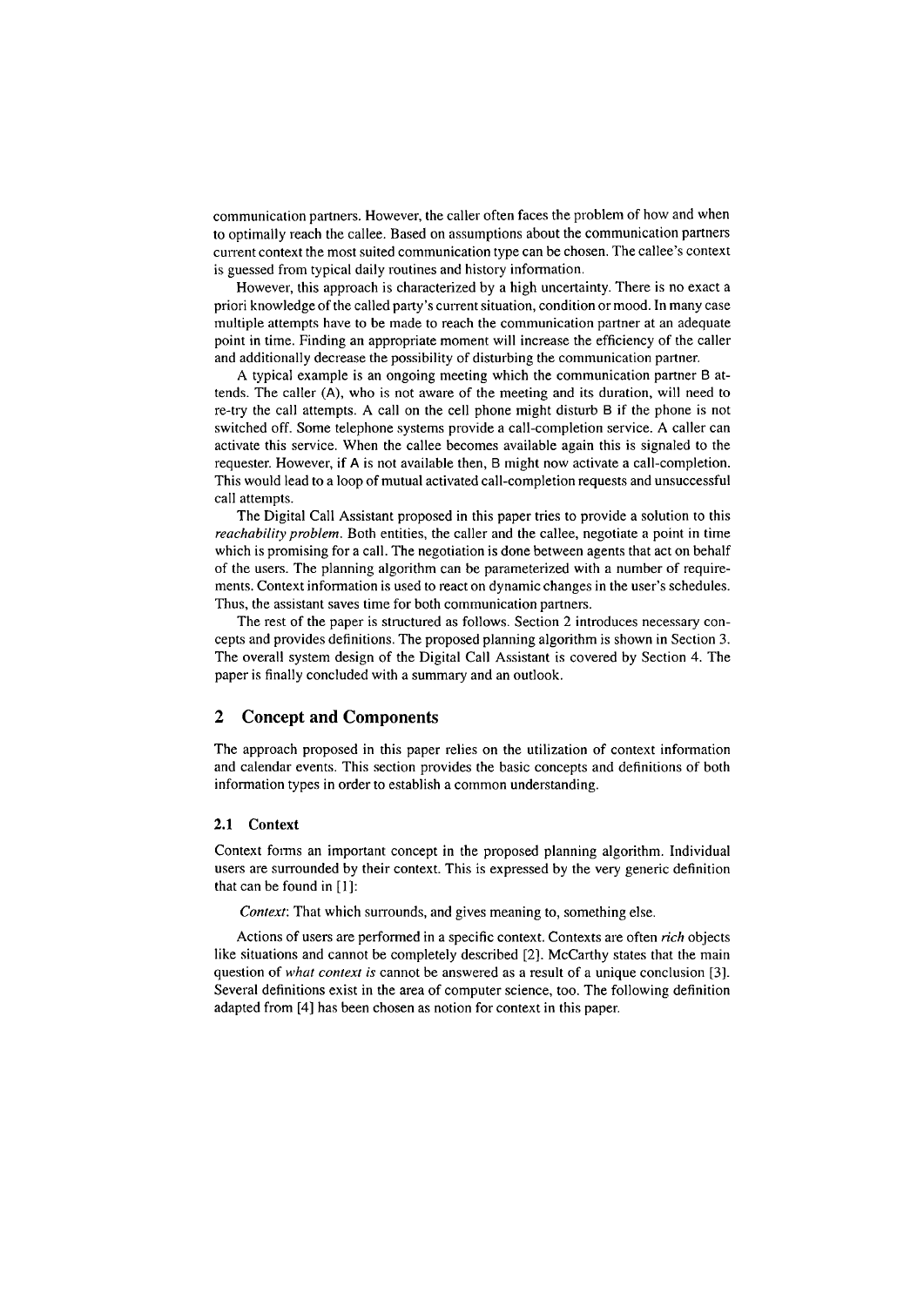communication partners. However, the caller often faces the problem of how and when to optimally reach the callee. Based on assumptions about the communication partners current context the most suited communication type can be chosen. The callee's context is guessed from typical daily routines and history information.

However, this approach is characterized by a high uncertainty. There is no exact a priori knowledge of the called party's current situation, condition or mood. In many case multiple attempts have to be made to reach the communication partner at an adequate point in time. Finding an appropriate moment will increase the efficiency of the caller and additionally decrease the possibility of disturbing the communication partner.

A typical example is an ongoing meeting which the communication partner B attends. The caller (A), who is not aware of the meeting and its duration, will need to re-try the call attempts. A call on the cell phone might disturb B if the phone is not switched off. Some telephone systems provide a call-completion service. A caller can activate this service. When the callee becomes available again this is signaled to the requester. However, if A is not available then, B might now activate a call-completion. This would lead to a loop of mutual activated call-completion requests and unsuccessful call attempts.

The Digital Call Assistant proposed in this paper tries to provide a solution to this *reachability problem*. Both entities, the caller and the callee, negotiate a point in time which is promising for a call. The negotiation is done between agents that act on behalf of the users. The planning algorithm can be parameterized with a number of requirements. Context information is used to react on dynamic changes in the user's schedules. Thus, the assistant saves time for both communication partners.

The rest of the paper is structured as follows. Section 2 introduces necessary concepts and provides definitions. The proposed planning algorithm is shown in Section 3. The overall system design of the Digital Call Assistant is covered by Section 4. The paper is finally concluded with a summary and an outlook.

## 2 Concept and Components

The approach proposed in this paper relies on the utilization of context information and calendar events. This section provides the basic concepts and definitions of both information types in order to establish a common understanding.

### 2.1 Context

Context forms an important concept in the proposed planning algorithm. Individual users are surrounded by their context. This is expressed by the very generic definition that can be found in [1]:

*Context*: That which surrounds, and gives meaning to, something else.

Actions of users are performed in a specific context. Contexts are often *rich* objects like situations and cannot be completely described [2]. McCarthy states that the main question of *what context is* cannot be answered as a result of a unique conclusion [3]. Several definitions exist in the area of computer science, too. The following definition adapted from [4] has been chosen as notion for context in this paper.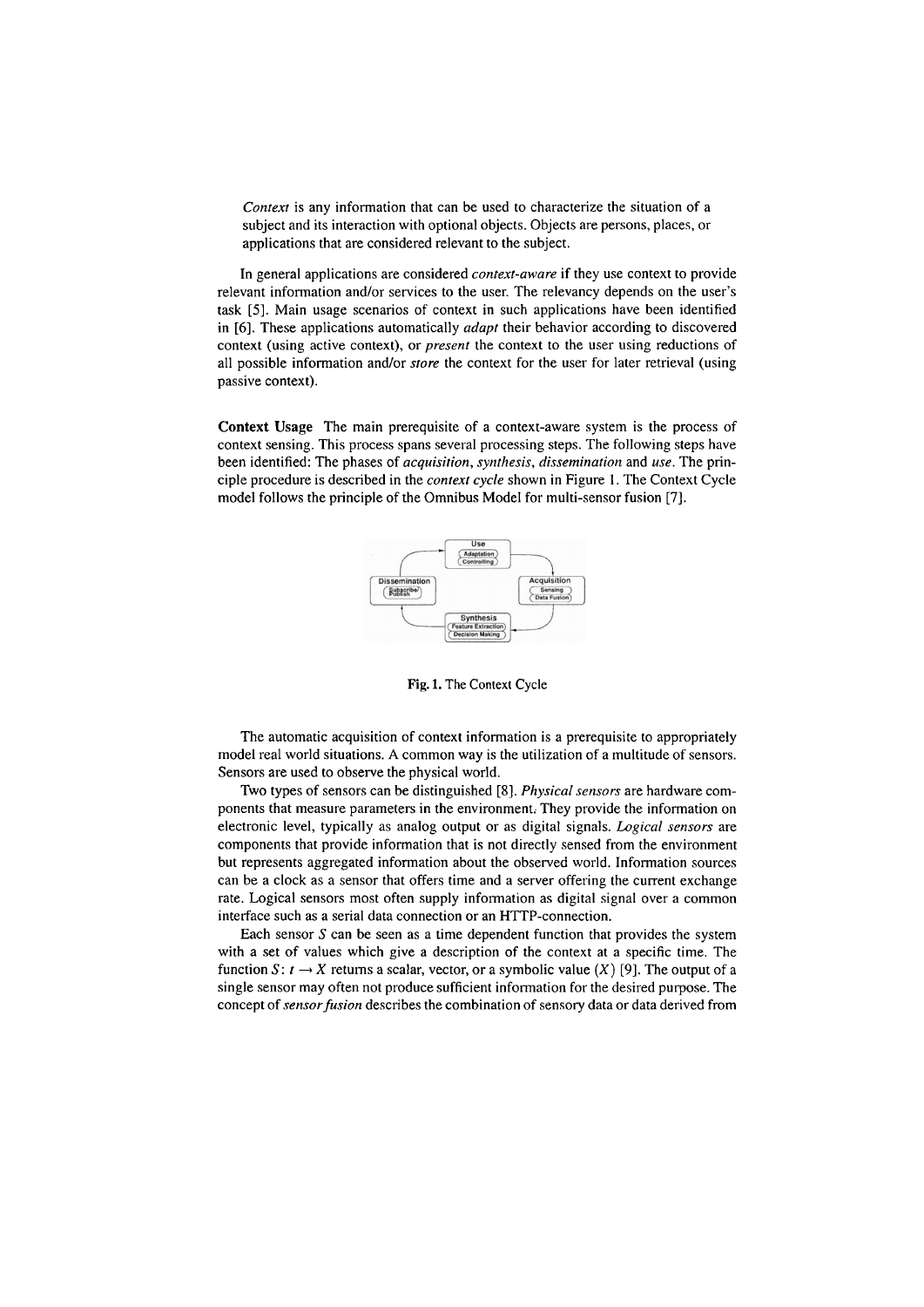*Context* is any information that can be used to characterize the situation of a subject and its interaction with optional objects. Objects are persons, places, or applications that are considered relevant to the subject.

In general applications are considered *context-aware* if they use context to provide relevant information and/or services to the user. The relevancy depends on the user's task [5]. Main usage scenarios of context in such applications have been identified in [6]. These applications automatically *adapt* their behavior according to discovered context (using active context), or *present* the context to the user using reductions of all possible information and/or *store* the context for the user for later retrieval (using passive context).

**Context Usage** The main prerequisite of a context-aware system is the process of context sensing. This process spans several processing steps. The following steps have been identified: The phases of *acquisition*, *synthesis*, *dissemination* and *use*. The principle procedure is described in the *context cycle* shown in Figure 1. The Context Cycle model follows the principle of the Omnibus Model for multi-sensor fusion [7].

Fig. 1. The Context Cycle

The automatic acquisition of context information is a prerequisite to appropriately model real world situations. A common way is the utilization of a multitude of sensors. Sensors are used to observe the physical world.

Two types of sensors can be distinguished [8]. *Physical sensors* are hardware components that measure parameters in the environment. They provide the information on electronic level, typically as analog output or as digital signals. *Logical sensors* are components that provide information that is not directly sensed from the environment but represents aggregated information about the observed world. Information sources can be a clock as a sensor that offers time and a server offering the current exchange rate. Logical sensors most often supply information as digital signal over a common interface such as a serial data connection or an HTTP-connection.

Each sensor $S$ can be seen as a time dependent function that provides the system with a set of values which give a description of the context at a specific time. The function $S: t \rightarrow X$ returns a scalar, vector, or a symbolic value ($X$) [9]. The output of a single sensor may often not produce sufficient information for the desired purpose. The concept of *sensor fusion* describes the combination of sensory data or data derived from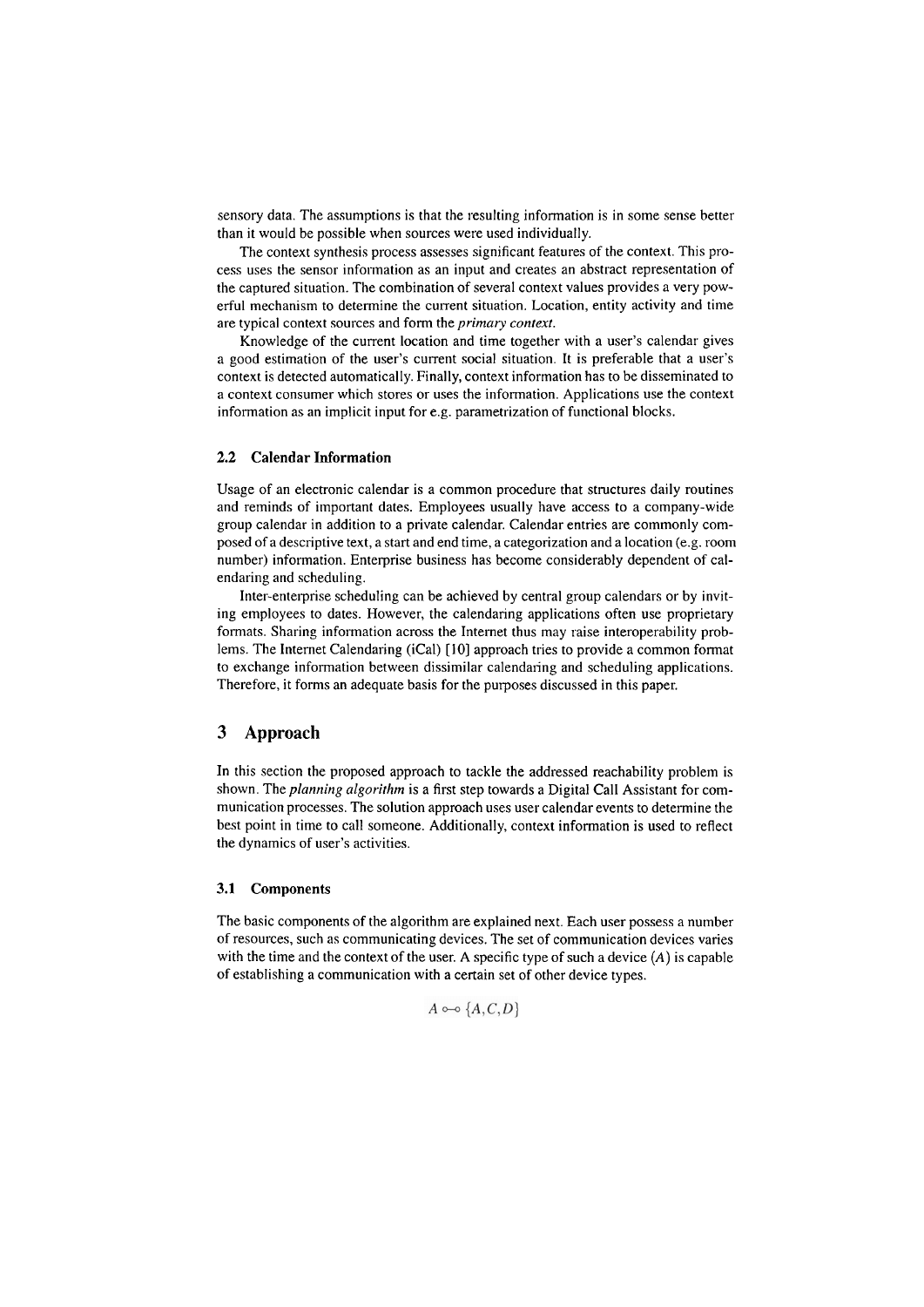sensory data. The assumptions is that the resulting information is in some sense better than it would be possible when sources were used individually.

The context synthesis process assesses significant features of the context. This process uses the sensor information as an input and creates an abstract representation of the captured situation. The combination of several context values provides a very powerful mechanism to determine the current situation. Location, entity activity and time are typical context sources and form the *primary context*.

Knowledge of the current location and time together with a user's calendar gives a good estimation of the user's current social situation. It is preferable that a user's context is detected automatically. Finally, context information has to be disseminated to a context consumer which stores or uses the information. Applications use the context information as an implicit input for e.g. parametrization of functional blocks.

### 2.2 Calendar Information

Usage of an electronic calendar is a common procedure that structures daily routines and reminds of important dates. Employees usually have access to a company-wide group calendar in addition to a private calendar. Calendar entries are commonly composed of a descriptive text, a start and end time, a categorization and a location (e.g. room number) information. Enterprise business has become considerably dependent of calendaring and scheduling.

Inter-enterprise scheduling can be achieved by central group calendars or by inviting employees to dates. However, the calendaring applications often use proprietary formats. Sharing information across the Internet thus may raise interoperability problems. The Internet Calendaring (iCal) [10] approach tries to provide a common format to exchange information between dissimilar calendaring and scheduling applications. Therefore, it forms an adequate basis for the purposes discussed in this paper.

## 3 Approach

In this section the proposed approach to tackle the addressed reachability problem is shown. The *planning algorithm* is a first step towards a Digital Call Assistant for communication processes. The solution approach uses user calendar events to determine the best point in time to call someone. Additionally, context information is used to reflect the dynamics of user's activities.

### 3.1 Components

The basic components of the algorithm are explained next. Each user possess a number of resources, such as communicating devices. The set of communication devices varies with the time and the context of the user. A specific type of such a device ($A$) is capable of establishing a communication with a certain set of other device types.

$$A \multimap\!\!\circ \{A, C, D\}$$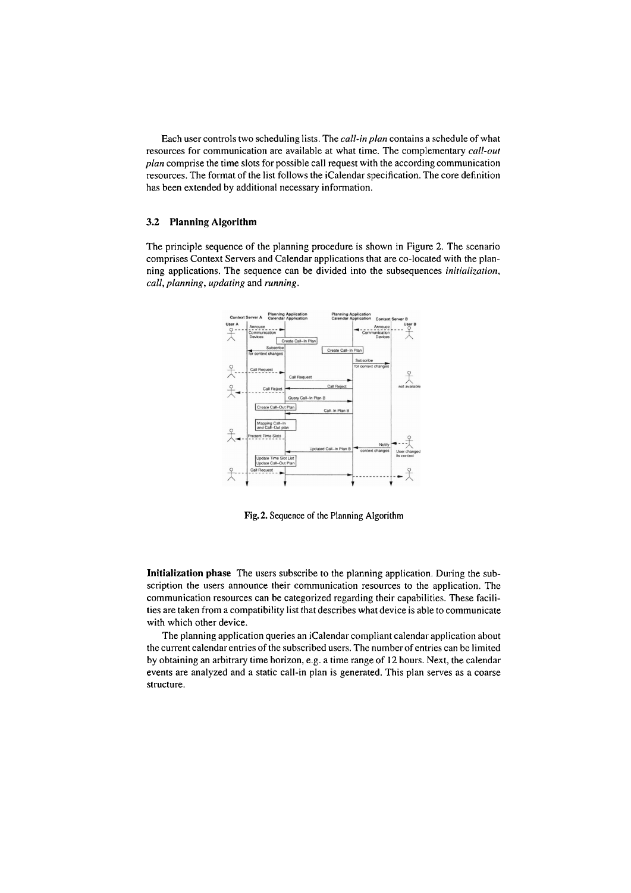Each user controls two scheduling lists. The *call-in plan* contains a schedule of what resources for communication are available at what time. The complementary *call-out plan* comprise the time slots for possible call request with the according communication resources. The format of the list follows the iCalendar specification. The core definition has been extended by additional necessary information.

### 3.2 Planning Algorithm

The principle sequence of the planning procedure is shown in Figure 2. The scenario comprises Context Servers and Calendar applications that are co-located with the planning applications. The sequence can be divided into the subsequences *initialization*, *call*, *planning*, *updating* and *running*.

Fig. 2. Sequence of the Planning Algorithm

**Initialization phase** The users subscribe to the planning application. During the subscription the users announce their communication resources to the application. The communication resources can be categorized regarding their capabilities. These facilities are taken from a compatibility list that describes what device is able to communicate with which other device.

The planning application queries an iCalendar compliant calendar application about the current calendar entries of the subscribed users. The number of entries can be limited by obtaining an arbitrary time horizon, e.g. a time range of 12 hours. Next, the calendar events are analyzed and a static call-in plan is generated. This plan serves as a coarse structure.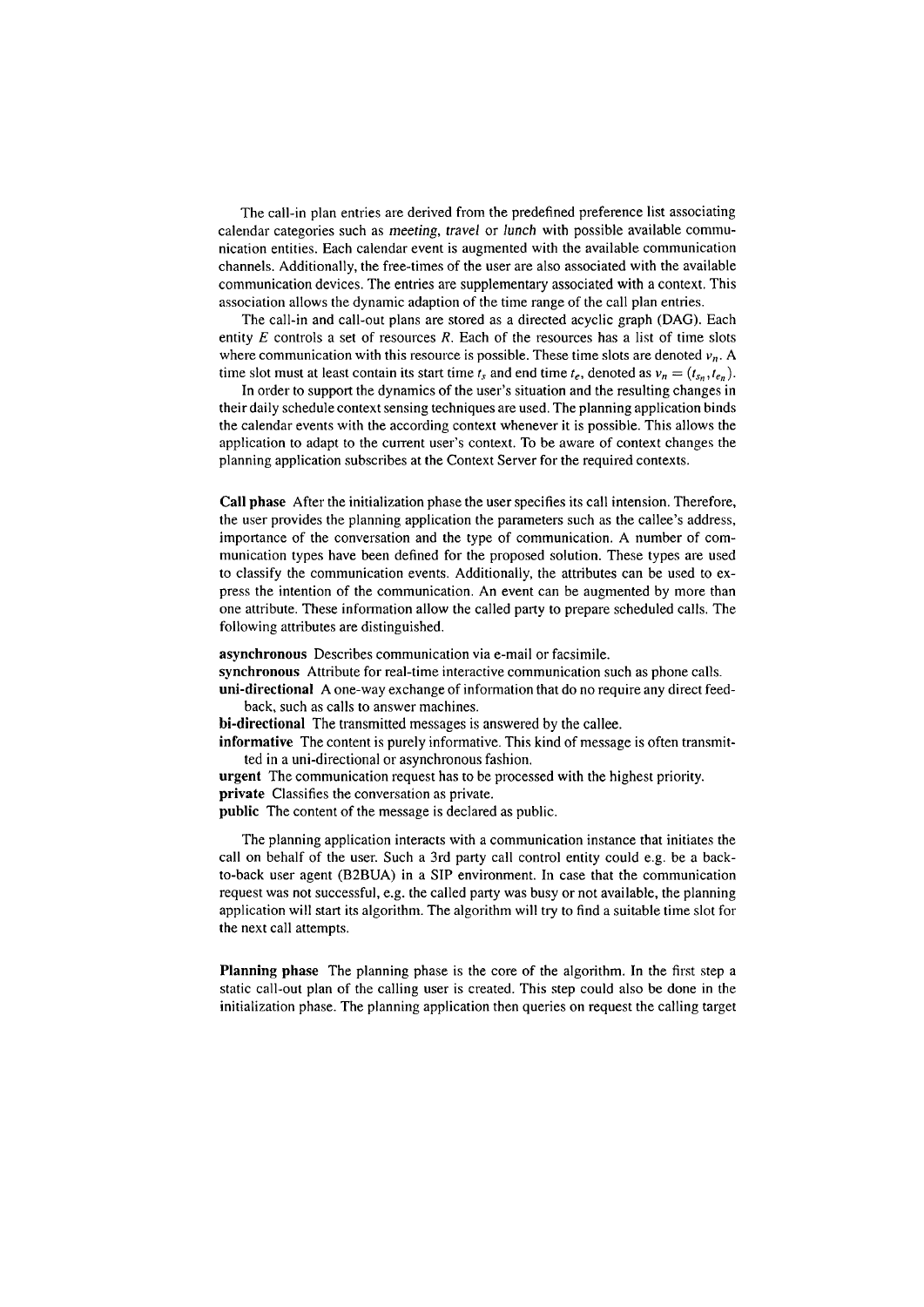The call-in plan entries are derived from the predefined preference list associating calendar categories such as *meeting*, *travel* or *lunch* with possible available communication entities. Each calendar event is augmented with the available communication channels. Additionally, the free-times of the user are also associated with the available communication devices. The entries are supplementary associated with a context. This association allows the dynamic adaption of the time range of the call plan entries.

The call-in and call-out plans are stored as a directed acyclic graph (DAG). Each entity $E$ controls a set of resources $R$. Each of the resources has a list of time slots where communication with this resource is possible. These time slots are denoted $v_n$. A time slot must at least contain its start time $t_s$ and end time $t_e$, denoted as $v_n = (t_{s_n}, t_{e_n})$.

In order to support the dynamics of the user's situation and the resulting changes in their daily schedule context sensing techniques are used. The planning application binds the calendar events with the according context whenever it is possible. This allows the application to adapt to the current user's context. To be aware of context changes the planning application subscribes at the Context Server for the required contexts.

**Call phase** After the initialization phase the user specifies its call intension. Therefore, the user provides the planning application the parameters such as the callee's address, importance of the conversation and the type of communication. A number of communication types have been defined for the proposed solution. These types are used to classify the communication events. Additionally, the attributes can be used to express the intention of the communication. An event can be augmented by more than one attribute. These information allow the called party to prepare scheduled calls. The following attributes are distinguished.

**asynchronous** Describes communication via e-mail or facsimile.
**synchronous** Attribute for real-time interactive communication such as phone calls.
**uni-directional** A one-way exchange of information that do no require any direct feedback, such as calls to answer machines.
**bi-directional** The transmitted messages is answered by the callee.
**informative** The content is purely informative. This kind of message is often transmitted in a uni-directional or asynchronous fashion.
**urgent** The communication request has to be processed with the highest priority.
**private** Classifies the conversation as private.
**public** The content of the message is declared as public.

The planning application interacts with a communication instance that initiates the call on behalf of the user. Such a 3rd party call control entity could e.g. be a back-to-back user agent (B2BUA) in a SIP environment. In case that the communication request was not successful, e.g. the called party was busy or not available, the planning application will start its algorithm. The algorithm will try to find a suitable time slot for the next call attempts.

**Planning phase** The planning phase is the core of the algorithm. In the first step a static call-out plan of the calling user is created. This step could also be done in the initialization phase. The planning application then queries on request the calling target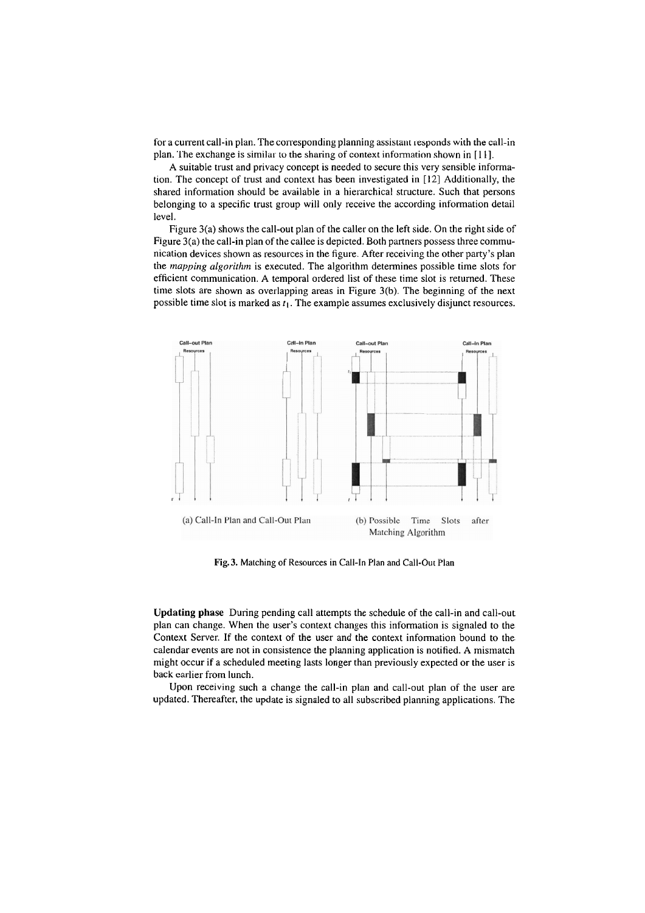for a current call-in plan. The corresponding planning assistant responds with the call-in plan. The exchange is similar to the sharing of context information shown in [11].

A suitable trust and privacy concept is needed to secure this very sensible information. The concept of trust and context has been investigated in [12] Additionally, the shared information should be available in a hierarchical structure. Such that persons belonging to a specific trust group will only receive the according information detail level.

Figure 3(a) shows the call-out plan of the caller on the left side. On the right side of Figure 3(a) the call-in plan of the callee is depicted. Both partners possess three communication devices shown as resources in the figure. After receiving the other party's plan the *mapping algorithm* is executed. The algorithm determines possible time slots for efficient communication. A temporal ordered list of these time slot is returned. These time slots are shown as overlapping areas in Figure 3(b). The beginning of the next possible time slot is marked as $t_1$. The example assumes exclusively disjunct resources.

(a) Call-In Plan and Call-Out Plan

(b) Possible Time Slots after Matching Algorithm

**Fig. 3.** Matching of Resources in Call-In Plan and Call-Out Plan

**Updating phase** During pending call attempts the schedule of the call-in and call-out plan can change. When the user's context changes this information is signaled to the Context Server. If the context of the user and the context information bound to the calendar events are not in consistence the planning application is notified. A mismatch might occur if a scheduled meeting lasts longer than previously expected or the user is back earlier from lunch.

Upon receiving such a change the call-in plan and call-out plan of the user are updated. Thereafter, the update is signaled to all subscribed planning applications. The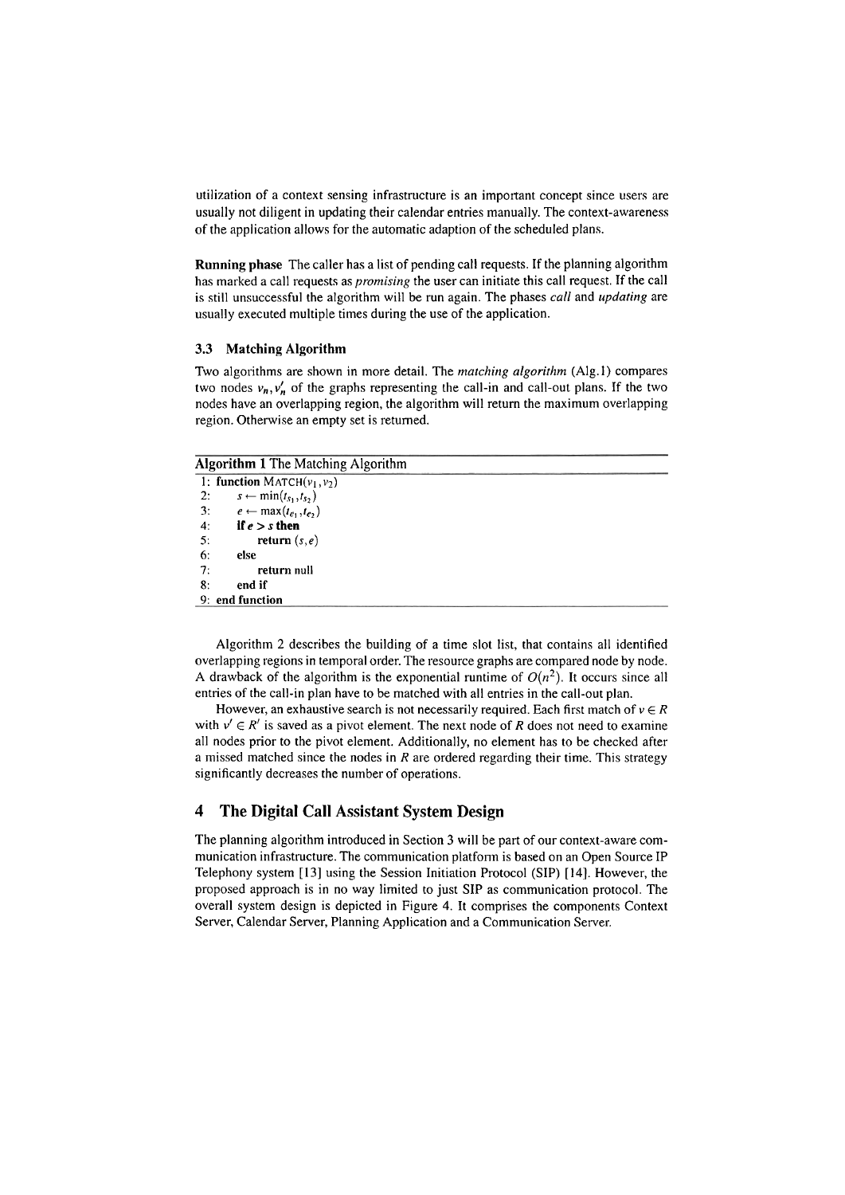utilization of a context sensing infrastructure is an important concept since users are usually not diligent in updating their calendar entries manually. The context-awareness of the application allows for the automatic adaption of the scheduled plans.

**Running phase** The caller has a list of pending call requests. If the planning algorithm has marked a call requests as *promising* the user can initiate this call request. If the call is still unsuccessful the algorithm will be run again. The phases *call* and *updating* are usually executed multiple times during the use of the application.

### 3.3 Matching Algorithm

Two algorithms are shown in more detail. The *matching algorithm* (Alg.1) compares two nodes $v_n, v'_n$ of the graphs representing the call-in and call-out plans. If the two nodes have an overlapping region, the algorithm will return the maximum overlapping region. Otherwise an empty set is returned.

**Algorithm 1** The Matching Algorithm

```
1: function MATCH(v1, v2)
2:     s ← min(t_s1, t_s2)
3:     e ← max(t_e1, t_e2)
4:     if e > s then
5:         return (s, e)
6:     else
7:         return null
8:     end if
9: end function
```

Algorithm 2 describes the building of a time slot list, that contains all identified overlapping regions in temporal order. The resource graphs are compared node by node. A drawback of the algorithm is the exponential runtime of $O(n^2)$. It occurs since all entries of the call-in plan have to be matched with all entries in the call-out plan.

However, an exhaustive search is not necessarily required. Each first match of $v \in R$ with $v' \in R'$ is saved as a pivot element. The next node of $R$ does not need to examine all nodes prior to the pivot element. Additionally, no element has to be checked after a missed matched since the nodes in $R$ are ordered regarding their time. This strategy significantly decreases the number of operations.

## 4 The Digital Call Assistant System Design

The planning algorithm introduced in Section 3 will be part of our context-aware communication infrastructure. The communication platform is based on an Open Source IP Telephony system [13] using the Session Initiation Protocol (SIP) [14]. However, the proposed approach is in no way limited to just SIP as communication protocol. The overall system design is depicted in Figure 4. It comprises the components Context Server, Calendar Server, Planning Application and a Communication Server.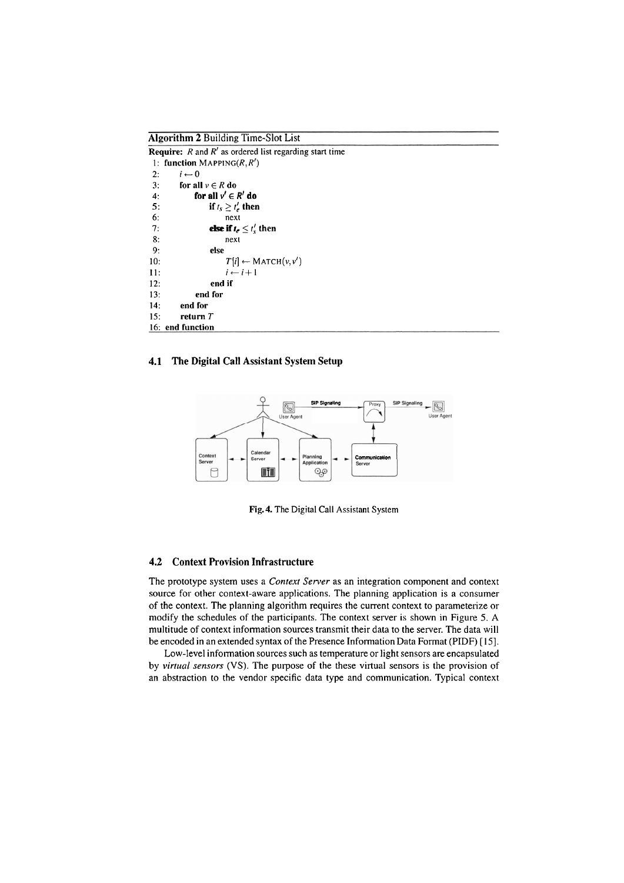**Algorithm 2** Building Time-Slot List

**Require:** $R$ and $R'$ as ordered list regarding start time

```
 1: function MAPPING(R, R')
 2:     i ← 0
 3:     for all v ∈ R do
 4:         for all v' ∈ R' do
 5:             if t_s ≥ t'_e then
 6:                 next
 7:             else if t_e ≤ t'_s then
 8:                 next
 9:             else
10:                 T[i] ← MATCH(v, v')
11:                 i ← i + 1
12:             end if
13:         end for
14:     end for
15:     return T
16: end function
```

### 4.1 The Digital Call Assistant System Setup

Fig. 4. The Digital Call Assistant System

### 4.2 Context Provision Infrastructure

The prototype system uses a *Context Server* as an integration component and context source for other context-aware applications. The planning application is a consumer of the context. The planning algorithm requires the current context to parameterize or modify the schedules of the participants. The context server is shown in Figure 5. A multitude of context information sources transmit their data to the server. The data will be encoded in an extended syntax of the Presence Information Data Format (PIDF) [15].

Low-level information sources such as temperature or light sensors are encapsulated by *virtual sensors* (VS). The purpose of the these virtual sensors is the provision of an abstraction to the vendor specific data type and communication. Typical context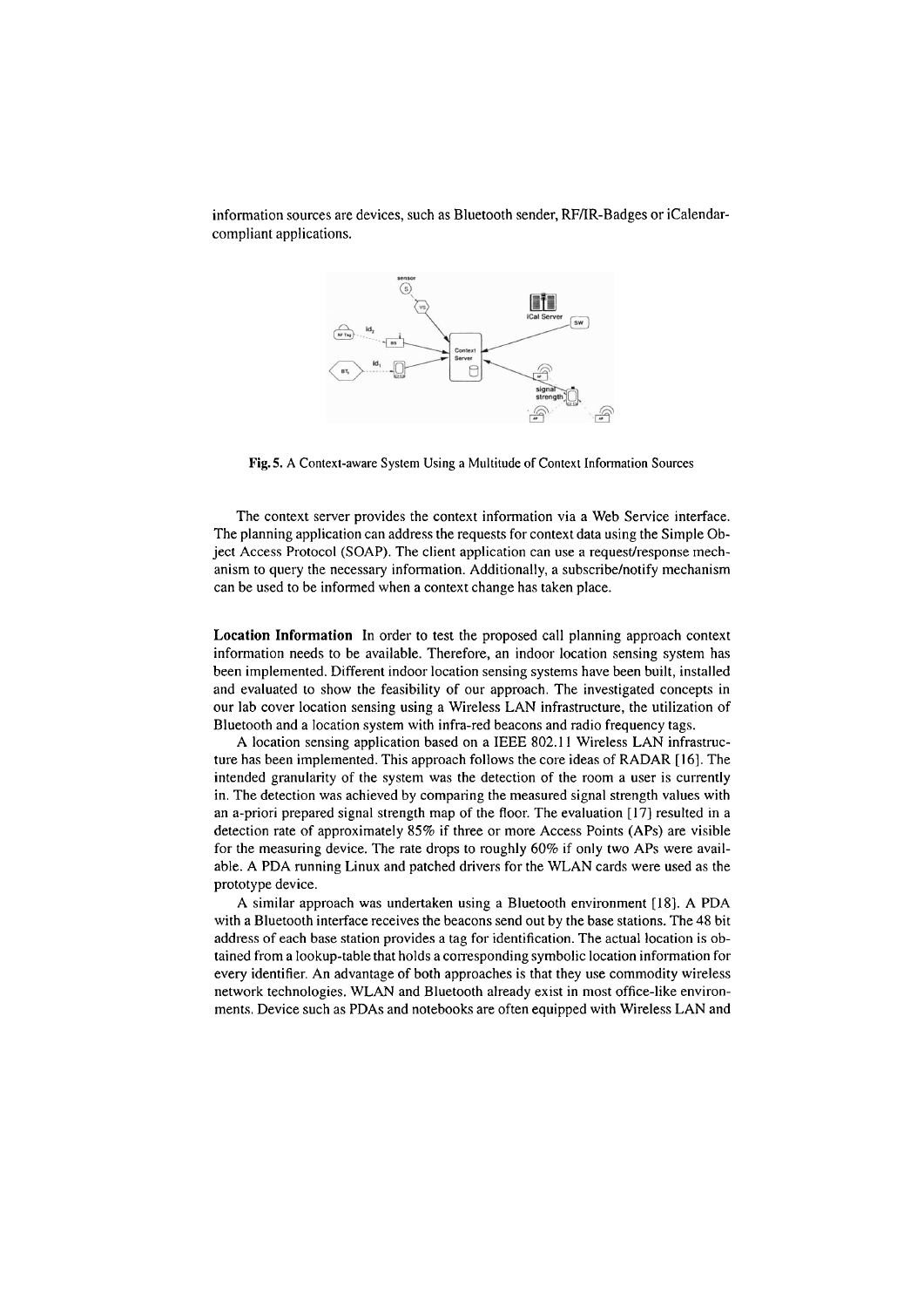information sources are devices, such as Bluetooth sender, RF/IR-Badges or iCalendar-compliant applications.

Fig. 5. A Context-aware System Using a Multitude of Context Information Sources

The context server provides the context information via a Web Service interface. The planning application can address the requests for context data using the Simple Object Access Protocol (SOAP). The client application can use a request/response mechanism to query the necessary information. Additionally, a subscribe/notify mechanism can be used to be informed when a context change has taken place.

**Location Information** In order to test the proposed call planning approach context information needs to be available. Therefore, an indoor location sensing system has been implemented. Different indoor location sensing systems have been built, installed and evaluated to show the feasibility of our approach. The investigated concepts in our lab cover location sensing using a Wireless LAN infrastructure, the utilization of Bluetooth and a location system with infra-red beacons and radio frequency tags.

A location sensing application based on a IEEE 802.11 Wireless LAN infrastructure has been implemented. This approach follows the core ideas of RADAR [16]. The intended granularity of the system was the detection of the room a user is currently in. The detection was achieved by comparing the measured signal strength values with an a-priori prepared signal strength map of the floor. The evaluation [17] resulted in a detection rate of approximately 85% if three or more Access Points (APs) are visible for the measuring device. The rate drops to roughly 60% if only two APs were available. A PDA running Linux and patched drivers for the WLAN cards were used as the prototype device.

A similar approach was undertaken using a Bluetooth environment [18]. A PDA with a Bluetooth interface receives the beacons send out by the base stations. The 48 bit address of each base station provides a tag for identification. The actual location is obtained from a lookup-table that holds a corresponding symbolic location information for every identifier. An advantage of both approaches is that they use commodity wireless network technologies. WLAN and Bluetooth already exist in most office-like environments. Device such as PDAs and notebooks are often equipped with Wireless LAN and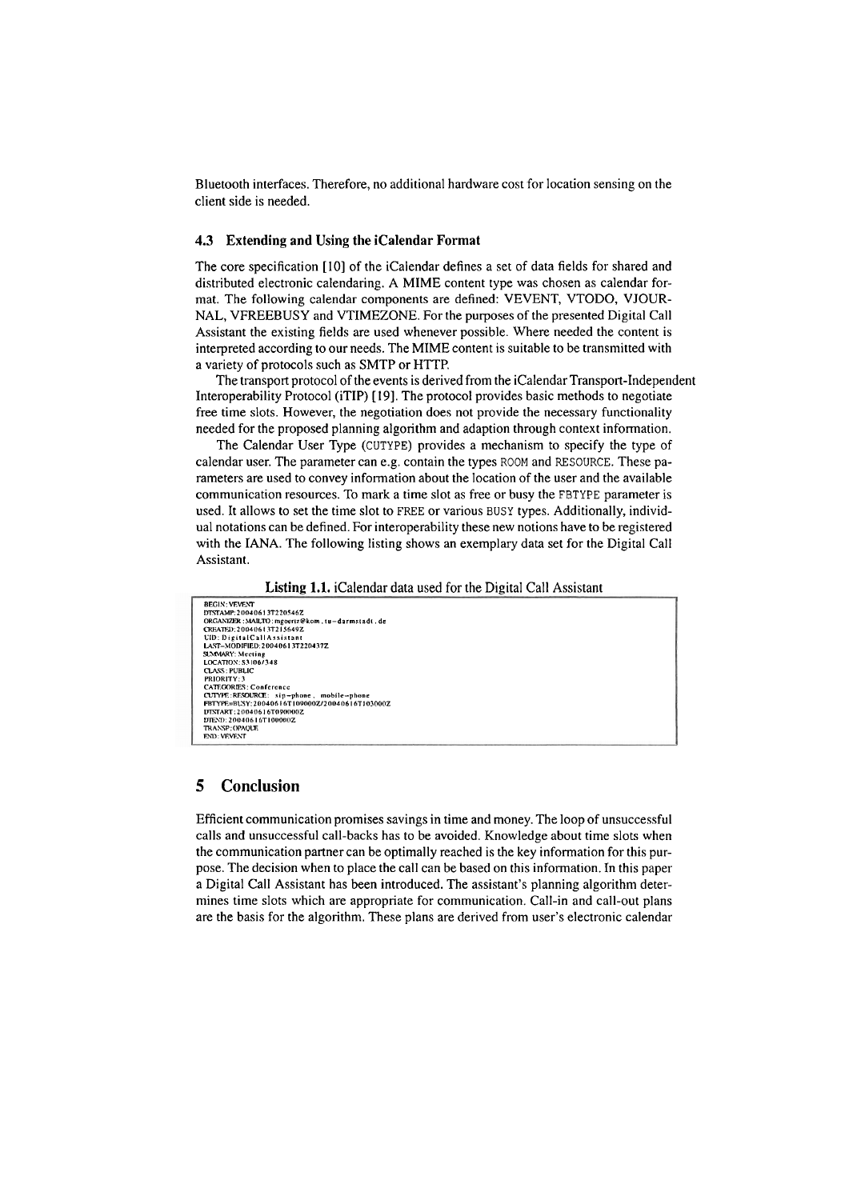Bluetooth interfaces. Therefore, no additional hardware cost for location sensing on the client side is needed.

### 4.3 Extending and Using the iCalendar Format

The core specification [10] of the iCalendar defines a set of data fields for shared and distributed electronic calendaring. A MIME content type was chosen as calendar format. The following calendar components are defined: VEVENT, VTODO, VJOURNAL, VFREEBUSY and VTIMEZONE. For the purposes of the presented Digital Call Assistant the existing fields are used whenever possible. Where needed the content is interpreted according to our needs. The MIME content is suitable to be transmitted with a variety of protocols such as SMTP or HTTP.

The transport protocol of the events is derived from the iCalendar Transport-Independent Interoperability Protocol (iTIP) [19]. The protocol provides basic methods to negotiate free time slots. However, the negotiation does not provide the necessary functionality needed for the proposed planning algorithm and adaption through context information.

The Calendar User Type (CUTYPE) provides a mechanism to specify the type of calendar user. The parameter can e.g. contain the types ROOM and RESOURCE. These parameters are used to convey information about the location of the user and the available communication resources. To mark a time slot as free or busy the FBTYPE parameter is used. It allows to set the time slot to FREE or various BUSY types. Additionally, individual notations can be defined. For interoperability these new notions have to be registered with the IANA. The following listing shows an exemplary data set for the Digital Call Assistant.

**Listing 1.1.** iCalendar data used for the Digital Call Assistant

```
BEGIN:VEVENT
DTSTAMP:20040613T220546Z
ORGANIZER:MAILTO:mgoertz@kom.tu-darmstadt.de
CREATED:20040613T215649Z
UID:DigitalCallAssistant
LAST-MODIFIED:20040613T220437Z
SUMMARY:Meeting
LOCATION:S3|06/348
CLASS:PUBLIC
PRIORITY:3
CATEGORIES:Conference
CUTYPE:RESOURCE: sip-phone, mobile-phone
FBTYPE=BUSY:20040616T109000Z/20040616T103000Z
DTSTART:20040616T090000Z
DTEND:20040616T100000Z
TRANSP:OPAQUE
END:VEVENT
```

## 5 Conclusion

Efficient communication promises savings in time and money. The loop of unsuccessful calls and unsuccessful call-backs has to be avoided. Knowledge about time slots when the communication partner can be optimally reached is the key information for this purpose. The decision when to place the call can be based on this information. In this paper a Digital Call Assistant has been introduced. The assistant's planning algorithm determines time slots which are appropriate for communication. Call-in and call-out plans are the basis for the algorithm. These plans are derived from user's electronic calendar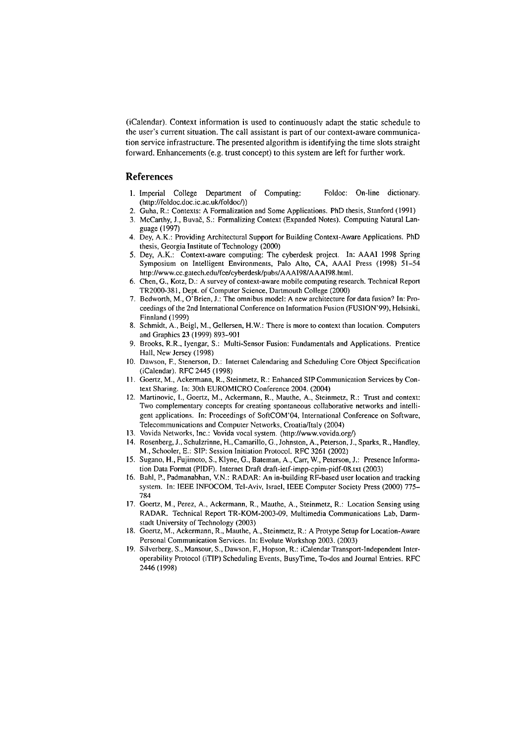(iCalendar). Context information is used to continuously adapt the static schedule to the user's current situation. The call assistant is part of our context-aware communication service infrastructure. The presented algorithm is identifying the time slots straight forward. Enhancements (e.g. trust concept) to this system are left for further work.

## References

1. Imperial College Department of Computing: Foldoc: On-line dictionary. (http://foldoc.doc.ic.ac.uk/foldoc/))
2. Guha, R.: Contexts: A Formalization and Some Applications. PhD thesis, Stanford (1991)
3. McCarthy, J., Buvač, S.: Formalizing Context (Expanded Notes). Computing Natural Language (1997)
4. Dey, A.K.: Providing Architectural Support for Building Context-Aware Applications. PhD thesis, Georgia Institute of Technology (2000)
5. Dey, A.K.: Context-aware computing: The cyberdesk project. In: AAAI 1998 Spring Symposium on Intelligent Environments, Palo Alto, CA, AAAI Press (1998) 51–54 http://www.cc.gatech.edu/fce/cyberdesk/pubs/AAAI98/AAAI98.html.
6. Chen, G., Kotz, D.: A survey of context-aware mobile computing research. Technical Report TR2000-381, Dept. of Computer Science, Dartmouth College (2000)
7. Bedworth, M., O'Brien, J.: The omnibus model: A new architecture for data fusion? In: Proceedings of the 2nd International Conference on Information Fusion (FUSION'99), Helsinki, Finnland (1999)
8. Schmidt, A., Beigl, M., Gellersen, H.W.: There is more to context than location. Computers and Graphics 23 (1999) 893–901
9. Brooks, R.R., Iyengar, S.: Multi-Sensor Fusion: Fundamentals and Applications. Prentice Hall, New Jersey (1998)
10. Dawson, F., Stenerson, D.: Internet Calendaring and Scheduling Core Object Specification (iCalendar). RFC 2445 (1998)
11. Goertz, M., Ackermann, R., Steinmetz, R.: Enhanced SIP Communication Services by Context Sharing. In: 30th EUROMICRO Conference 2004. (2004)
12. Martinovic, I., Goertz, M., Ackermann, R., Mauthe, A., Steinmetz, R.: Trust and context: Two complementary concepts for creating spontaneous collaborative networks and intelligent applications. In: Proceedings of SoftCOM'04, International Conference on Software, Telecommunications and Computer Networks, Croatia/Italy (2004)
13. Vovida Networks, Inc.: Vovida vocal system. (http://www.vovida.org/)
14. Rosenberg, J., Schulzrinne, H., Camarillo, G., Johnston, A., Peterson, J., Sparks, R., Handley, M., Schooler, E.: SIP: Session Initiation Protocol. RFC 3261 (2002)
15. Sugano, H., Fujimoto, S., Klyne, G., Bateman, A., Carr, W., Peterson, J.: Presence Information Data Format (PIDF). Internet Draft draft-ietf-impp-cpim-pidf-08.txt (2003)
16. Bahl, P., Padmanabhan, V.N.: RADAR: An in-building RF-based user location and tracking system. In: IEEE INFOCOM, Tel-Aviv, Israel, IEEE Computer Society Press (2000) 775–784
17. Goertz, M., Perez, A., Ackermann, R., Mauthe, A., Steinmetz, R.: Location Sensing using RADAR. Technical Report TR-KOM-2003-09, Multimedia Communications Lab, Darmstadt University of Technology (2003)
18. Goertz, M., Ackermann, R., Mauthe, A., Steinmetz, R.: A Protype Setup for Location-Aware Personal Communication Services. In: Evolute Workshop 2003. (2003)
19. Silverberg, S., Mansour, S., Dawson, F., Hopson, R.: iCalendar Transport-Independent Interoperability Protocol (iTIP) Scheduling Events, BusyTime, To-dos and Journal Entries. RFC 2446 (1998)